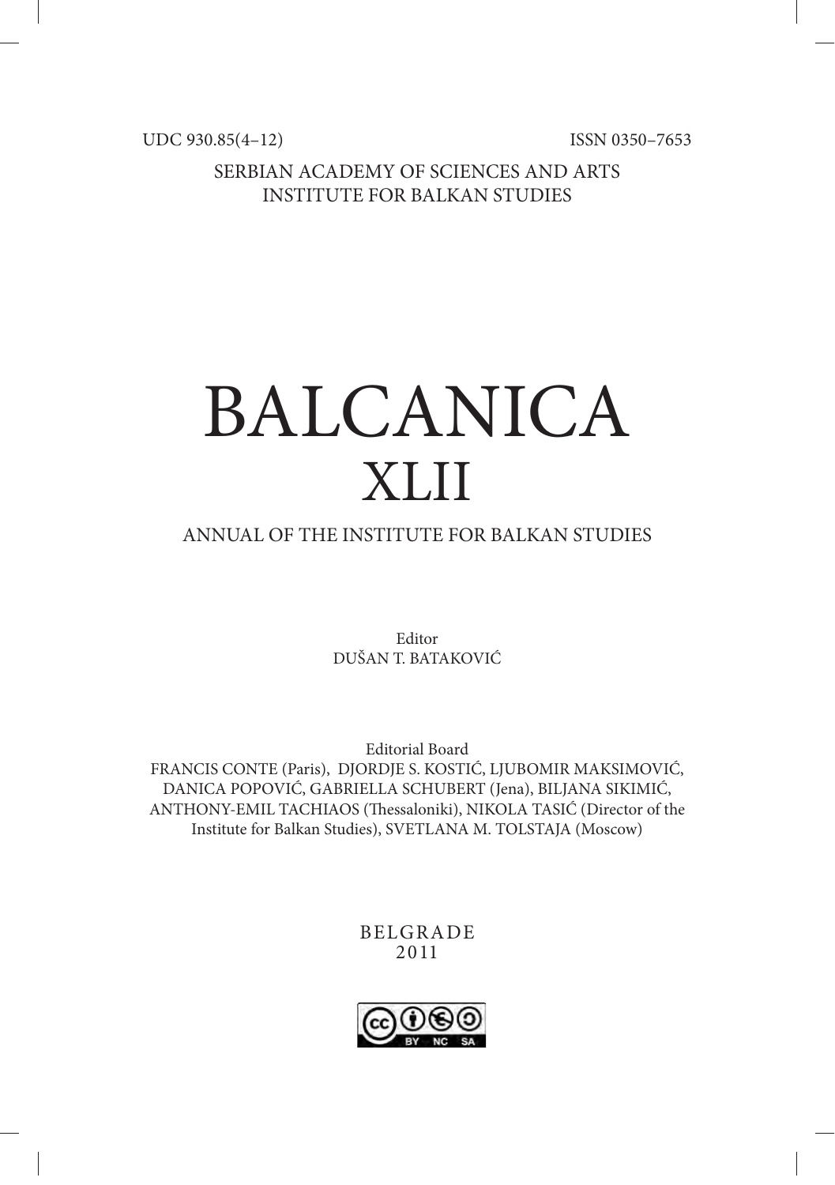UDC 930.85(4–12) ISSN 0350–7653

SERBIAN ACADEMY OF SCIENCES AND ARTS
INSTITUTE FOR BALKAN STUDIES

# BALCANICA
# XLII

## ANNUAL OF THE INSTITUTE FOR BALKAN STUDIES

Editor
DUŠAN T. BATAKOVIĆ

Editorial Board
FRANCIS CONTE (Paris), DJORDJE S. KOSTIĆ, LJUBOMIR MAKSIMOVIĆ, DANICA POPOVIĆ, GABRIELLA SCHUBERT (Jena), BILJANA SIKIMIĆ, ANTHONY-EMIL TACHIAOS (Thessaloniki), NIKOLA TASIĆ (Director of the Institute for Balkan Studies), SVETLANA M. TOLSTAJA (Moscow)

BELGRADE
2011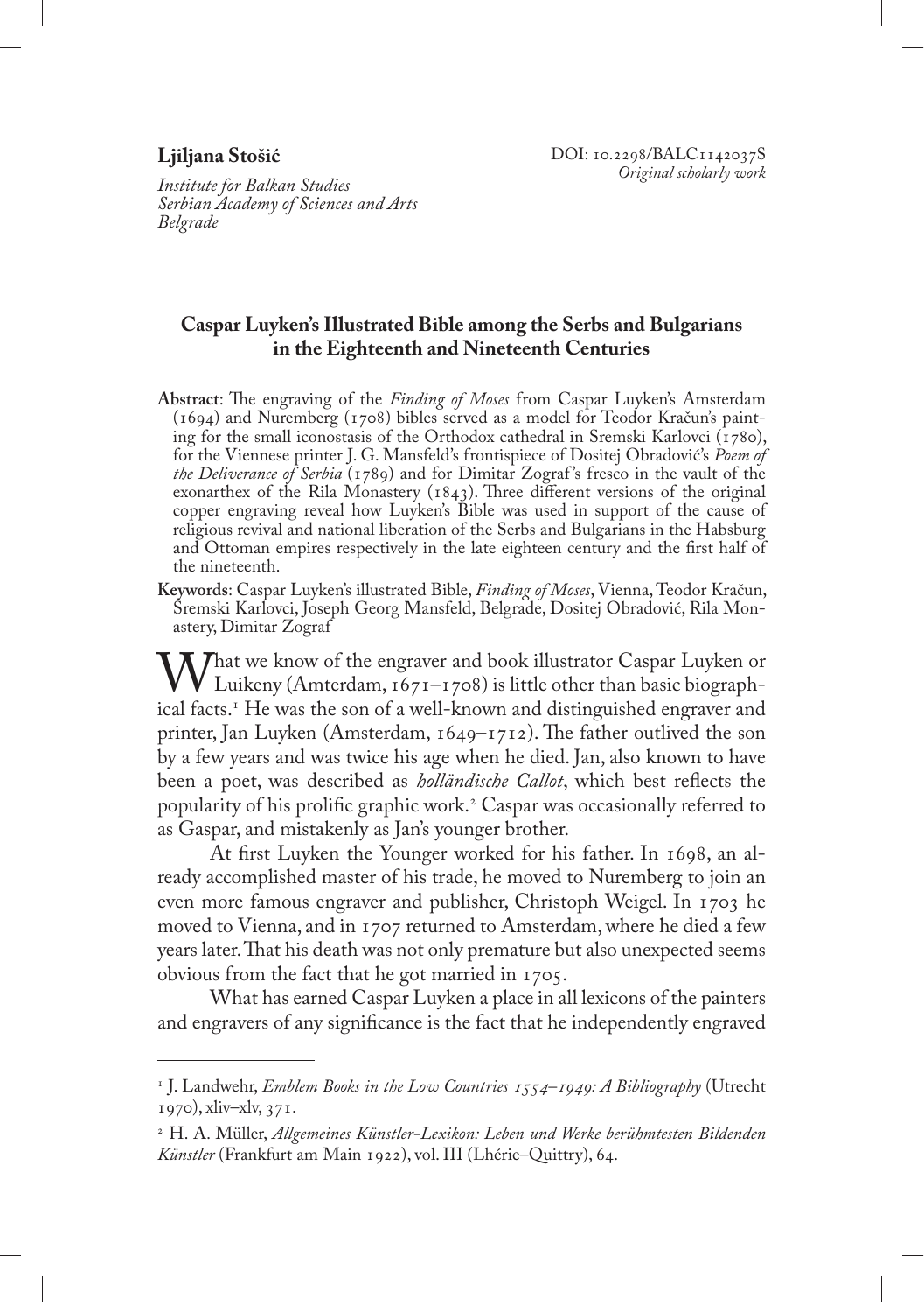**Ljiljana Stošić**

*Institute for Balkan Studies*
*Serbian Academy of Sciences and Arts*
*Belgrade*

DOI: 10.2298/BALC1142037S
*Original scholarly work*

## Caspar Luyken's Illustrated Bible among the Serbs and Bulgarians in the Eighteenth and Nineteenth Centuries

**Abstract**: The engraving of the *Finding of Moses* from Caspar Luyken's Amsterdam (1694) and Nuremberg (1708) bibles served as a model for Teodor Kračun's painting for the small iconostasis of the Orthodox cathedral in Sremski Karlovci (1780), for the Viennese printer J. G. Mansfeld's frontispiece of Dositej Obradović's *Poem of the Deliverance of Serbia* (1789) and for Dimitar Zograf's fresco in the vault of the exonarthex of the Rila Monastery (1843). Three different versions of the original copper engraving reveal how Luyken's Bible was used in support of the cause of religious revival and national liberation of the Serbs and Bulgarians in the Habsburg and Ottoman empires respectively in the late eighteen century and the first half of the nineteenth.

**Keywords**: Caspar Luyken's illustrated Bible, *Finding of Moses*, Vienna, Teodor Kračun, Sremski Karlovci, Joseph Georg Mansfeld, Belgrade, Dositej Obradović, Rila Monastery, Dimitar Zograf

What we know of the engraver and book illustrator Caspar Luyken or Luikeny (Amterdam, 1671–1708) is little other than basic biographical facts.[1] He was the son of a well-known and distinguished engraver and printer, Jan Luyken (Amsterdam, 1649–1712). The father outlived the son by a few years and was twice his age when he died. Jan, also known to have been a poet, was described as *holländische Callot*, which best reflects the popularity of his prolific graphic work.[2] Caspar was occasionally referred to as Gaspar, and mistakenly as Jan's younger brother.

At first Luyken the Younger worked for his father. In 1698, an already accomplished master of his trade, he moved to Nuremberg to join an even more famous engraver and publisher, Christoph Weigel. In 1703 he moved to Vienna, and in 1707 returned to Amsterdam, where he died a few years later. That his death was not only premature but also unexpected seems obvious from the fact that he got married in 1705.

What has earned Caspar Luyken a place in all lexicons of the painters and engravers of any significance is the fact that he independently engraved

---

[1] J. Landwehr, *Emblem Books in the Low Countries 1554–1949: A Bibliography* (Utrecht 1970), xliv–xlv, 371.

[2] H. A. Müller, *Allgemeines Künstler-Lexikon: Leben und Werke berühmtesten Bildenden Künstler* (Frankfurt am Main 1922), vol. III (Lhérie–Quittry), 64.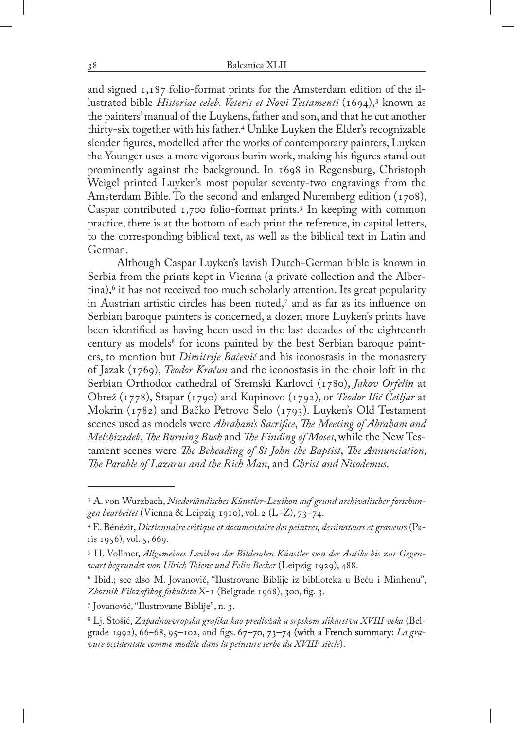and signed 1,187 folio-format prints for the Amsterdam edition of the illustrated bible *Historiae celeb. Veteris et Novi Testamenti* (1694),[3] known as the painters' manual of the Luykens, father and son, and that he cut another thirty-six together with his father.[4] Unlike Luyken the Elder's recognizable slender figures, modelled after the works of contemporary painters, Luyken the Younger uses a more vigorous burin work, making his figures stand out prominently against the background. In 1698 in Regensburg, Christoph Weigel printed Luyken's most popular seventy-two engravings from the Amsterdam Bible. To the second and enlarged Nuremberg edition (1708), Caspar contributed 1,700 folio-format prints.[5] In keeping with common practice, there is at the bottom of each print the reference, in capital letters, to the corresponding biblical text, as well as the biblical text in Latin and German.

Although Caspar Luyken's lavish Dutch-German bible is known in Serbia from the prints kept in Vienna (a private collection and the Albertina),[6] it has not received too much scholarly attention. Its great popularity in Austrian artistic circles has been noted,[7] and as far as its influence on Serbian baroque painters is concerned, a dozen more Luyken's prints have been identified as having been used in the last decades of the eighteenth century as models[8] for icons painted by the best Serbian baroque painters, to mention but *Dimitrije Bačević* and his iconostasis in the monastery of Jazak (1769), *Teodor Kračun* and the iconostasis in the choir loft in the Serbian Orthodox cathedral of Sremski Karlovci (1780), *Jakov Orfelin* at Obrež (1778), Stapar (1790) and Kupinovo (1792), or *Teodor Ilić Češljar* at Mokrin (1782) and Bačko Petrovo Selo (1793). Luyken's Old Testament scenes used as models were *Abraham's Sacrifice*, *The Meeting of Abraham and Melchizedek*, *The Burning Bush* and *The Finding of Moses*, while the New Testament scenes were *The Beheading of St John the Baptist*, *The Annunciation*, *The Parable of Lazarus and the Rich Man*, and *Christ and Nicodemus*.

---

[3] A. von Wurzbach, *Niederländisches Künstler-Lexikon auf grund archivalischer forschungen bearbeitet* (Vienna & Leipzig 1910), vol. 2 (L–Z), 73–74.

[4] E. Bénézit, *Dictionnaire critique et documentaire des peintres, dessinateurs et graveurs* (Paris 1956), vol. 5, 669.

[5] H. Vollmer, *Allgemeines Lexikon der Bildenden Künstler von der Antike bis zur Gegenwart begrundet von Ulrich Thiene und Felix Becker* (Leipzig 1929), 488.

[6] Ibid.; see also M. Jovanović, "Ilustrovane Biblije iz biblioteka u Beču i Minhenu", *Zbornik Filozofskog fakulteta* X-1 (Belgrade 1968), 300, fig. 3.

[7] Jovanović, "Ilustrovane Biblije", n. 3.

[8] Lj. Stošić, *Zapadnoevropska grafika kao predložak u srpskom slikarstvu XVIII veka* (Belgrade 1992), 66–68, 95–102, and figs. 67–70, 73–74 (with a French summary: *La gravure occidentale comme modèle dans la peinture serbe du XVIII[e] siècle*).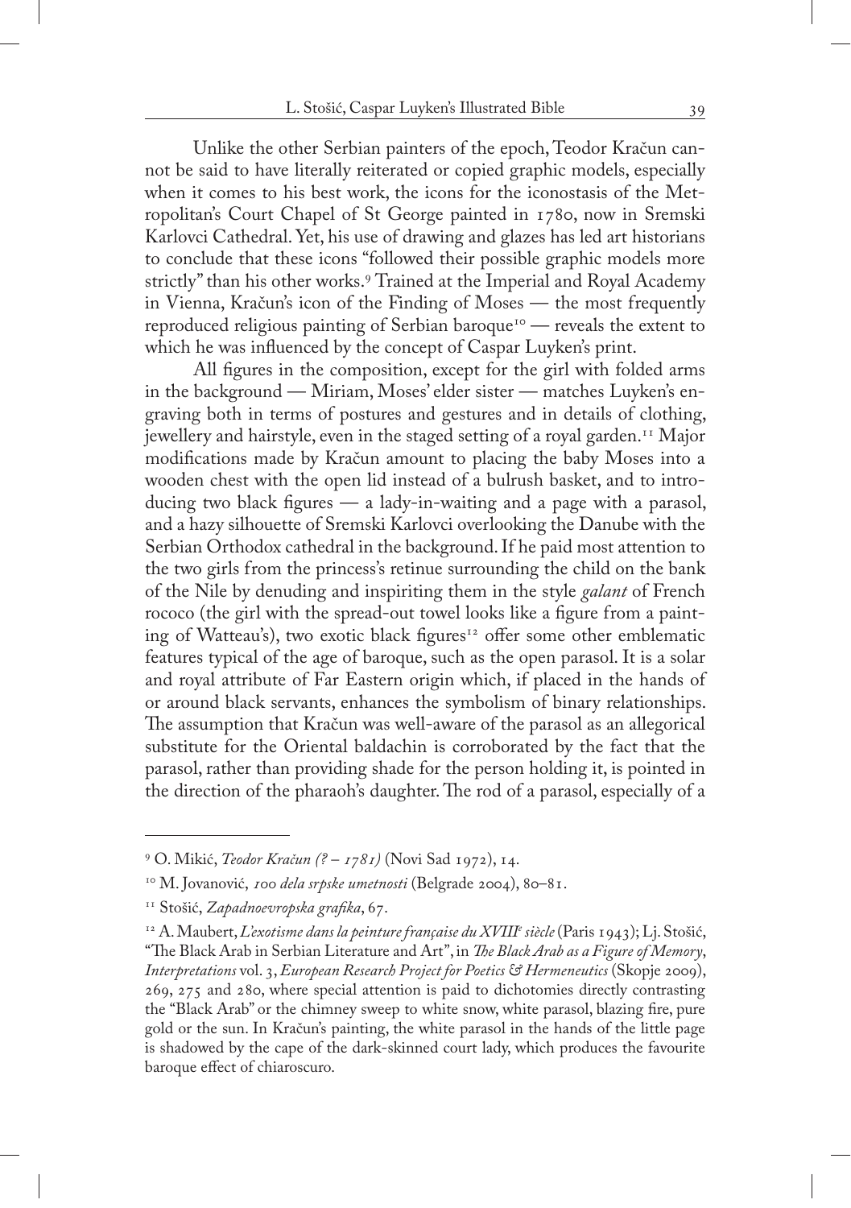Unlike the other Serbian painters of the epoch, Teodor Kračun cannot be said to have literally reiterated or copied graphic models, especially when it comes to his best work, the icons for the iconostasis of the Metropolitan's Court Chapel of St George painted in 1780, now in Sremski Karlovci Cathedral. Yet, his use of drawing and glazes has led art historians to conclude that these icons "followed their possible graphic models more strictly" than his other works.[9] Trained at the Imperial and Royal Academy in Vienna, Kračun's icon of the Finding of Moses — the most frequently reproduced religious painting of Serbian baroque[10] — reveals the extent to which he was influenced by the concept of Caspar Luyken's print.

All figures in the composition, except for the girl with folded arms in the background — Miriam, Moses' elder sister — matches Luyken's engraving both in terms of postures and gestures and in details of clothing, jewellery and hairstyle, even in the staged setting of a royal garden.[11] Major modifications made by Kračun amount to placing the baby Moses into a wooden chest with the open lid instead of a bulrush basket, and to introducing two black figures — a lady-in-waiting and a page with a parasol, and a hazy silhouette of Sremski Karlovci overlooking the Danube with the Serbian Orthodox cathedral in the background. If he paid most attention to the two girls from the princess's retinue surrounding the child on the bank of the Nile by denuding and inspiriting them in the style *galant* of French rococo (the girl with the spread-out towel looks like a figure from a painting of Watteau's), two exotic black figures[12] offer some other emblematic features typical of the age of baroque, such as the open parasol. It is a solar and royal attribute of Far Eastern origin which, if placed in the hands of or around black servants, enhances the symbolism of binary relationships. The assumption that Kračun was well-aware of the parasol as an allegorical substitute for the Oriental baldachin is corroborated by the fact that the parasol, rather than providing shade for the person holding it, is pointed in the direction of the pharaoh's daughter. The rod of a parasol, especially of a

---

[9] O. Mikić, *Teodor Kračun (? – 1781)* (Novi Sad 1972), 14.

[10] M. Jovanović, *100 dela srpske umetnosti* (Belgrade 2004), 80–81.

[11] Stošić, *Zapadnoevropska grafika*, 67.

[12] A. Maubert, *L'exotisme dans la peinture française du XVIII[e] siècle* (Paris 1943); Lj. Stošić, "The Black Arab in Serbian Literature and Art", in *The Black Arab as a Figure of Memory*, *Interpretations* vol. 3, *European Research Project for Poetics & Hermeneutics* (Skopje 2009), 269, 275 and 280, where special attention is paid to dichotomies directly contrasting the "Black Arab" or the chimney sweep to white snow, white parasol, blazing fire, pure gold or the sun. In Kračun's painting, the white parasol in the hands of the little page is shadowed by the cape of the dark-skinned court lady, which produces the favourite baroque effect of chiaroscuro.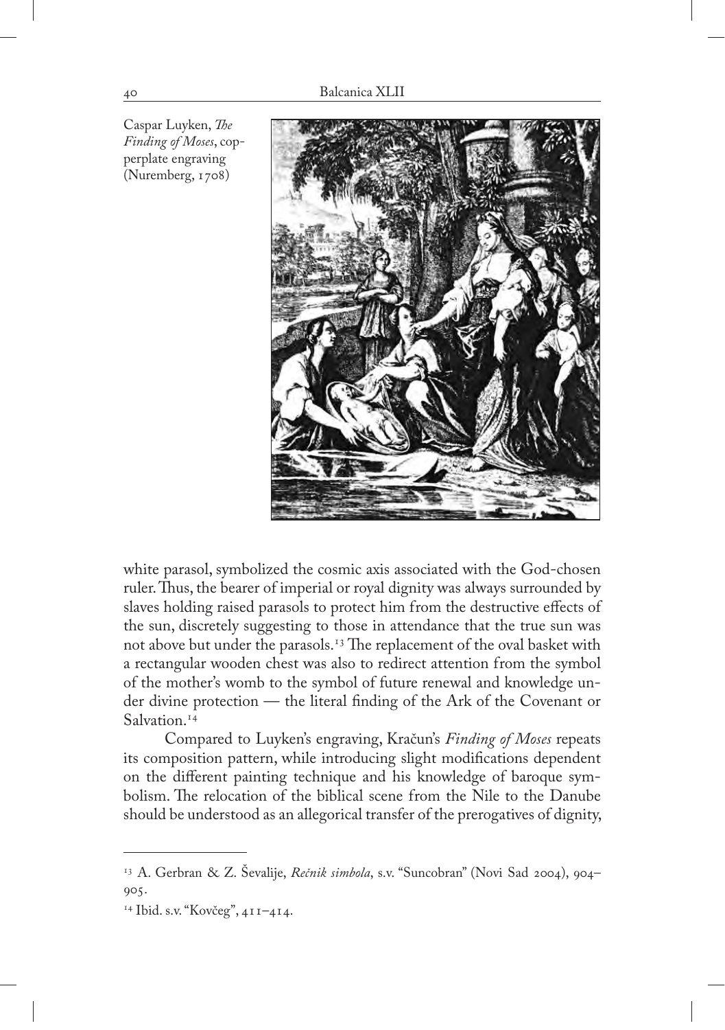Caspar Luyken, *The Finding of Moses*, copperplate engraving (Nuremberg, 1708)

white parasol, symbolized the cosmic axis associated with the God-chosen ruler. Thus, the bearer of imperial or royal dignity was always surrounded by slaves holding raised parasols to protect him from the destructive effects of the sun, discretely suggesting to those in attendance that the true sun was not above but under the parasols.[13] The replacement of the oval basket with a rectangular wooden chest was also to redirect attention from the symbol of the mother's womb to the symbol of future renewal and knowledge under divine protection — the literal finding of the Ark of the Covenant or Salvation.[14]

Compared to Luyken's engraving, Kračun's *Finding of Moses* repeats its composition pattern, while introducing slight modifications dependent on the different painting technique and his knowledge of baroque symbolism. The relocation of the biblical scene from the Nile to the Danube should be understood as an allegorical transfer of the prerogatives of dignity,

---

[13] A. Gerbran & Z. Ševalije, *Rečnik simbola*, s.v. "Suncobran" (Novi Sad 2004), 904–905.

[14] Ibid. s.v. "Kovčeg", 411–414.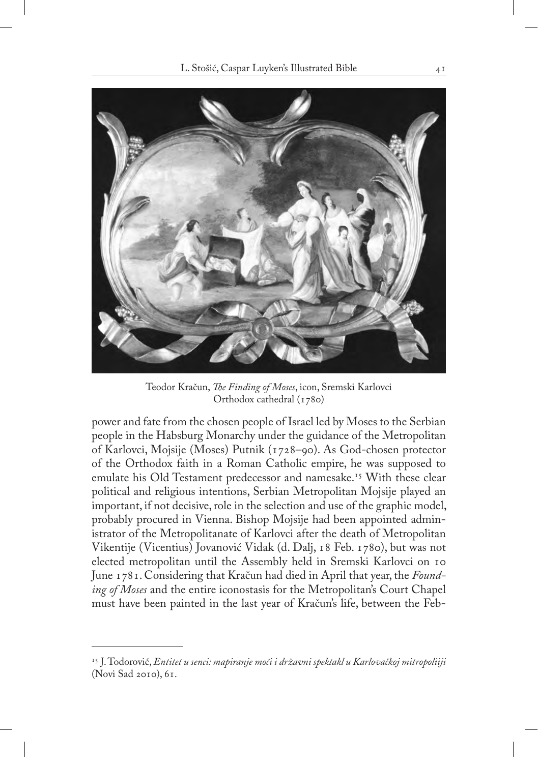Teodor Kračun, *The Finding of Moses*, icon, Sremski Karlovci Orthodox cathedral (1780)

power and fate from the chosen people of Israel led by Moses to the Serbian people in the Habsburg Monarchy under the guidance of the Metropolitan of Karlovci, Mojsije (Moses) Putnik (1728–90). As God-chosen protector of the Orthodox faith in a Roman Catholic empire, he was supposed to emulate his Old Testament predecessor and namesake.[15] With these clear political and religious intentions, Serbian Metropolitan Mojsije played an important, if not decisive, role in the selection and use of the graphic model, probably procured in Vienna. Bishop Mojsije had been appointed administrator of the Metropolitanate of Karlovci after the death of Metropolitan Vikentije (Vicentius) Jovanović Vidak (d. Dalj, 18 Feb. 1780), but was not elected metropolitan until the Assembly held in Sremski Karlovci on 10 June 1781. Considering that Kračun had died in April that year, the *Founding of Moses* and the entire iconostasis for the Metropolitan's Court Chapel must have been painted in the last year of Kračun's life, between the Feb-

[15] J. Todorović, *Entitet u senci: mapiranje moći i državni spektakl u Karlovačkoj mitropoliiji* (Novi Sad 2010), 61.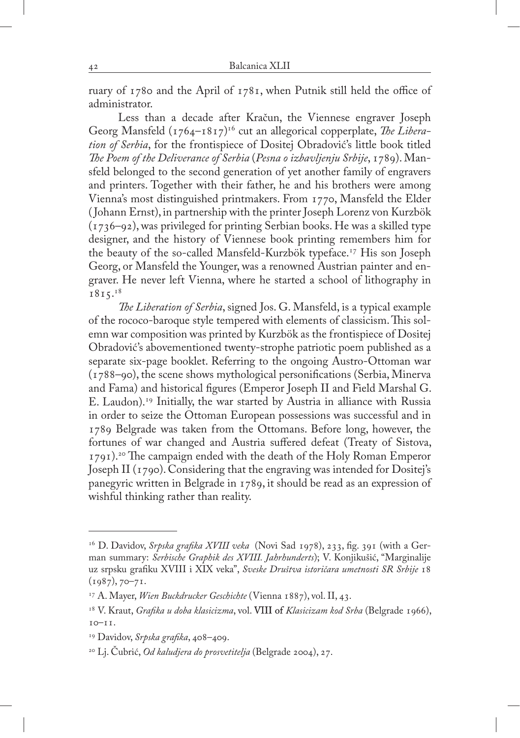ruary of 1780 and the April of 1781, when Putnik still held the office of administrator.

Less than a decade after Kračun, the Viennese engraver Joseph Georg Mansfeld (1764–1817)[16] cut an allegorical copperplate, *The Liberation of Serbia*, for the frontispiece of Dositej Obradović's little book titled *The Poem of the Deliverance of Serbia* (*Pesna o izbavljenju Srbije*, 1789). Mansfeld belonged to the second generation of yet another family of engravers and printers. Together with their father, he and his brothers were among Vienna's most distinguished printmakers. From 1770, Mansfeld the Elder (Johann Ernst), in partnership with the printer Joseph Lorenz von Kurzbök (1736–92), was privileged for printing Serbian books. He was a skilled type designer, and the history of Viennese book printing remembers him for the beauty of the so-called Mansfeld-Kurzbök typeface.[17] His son Joseph Georg, or Mansfeld the Younger, was a renowned Austrian painter and engraver. He never left Vienna, where he started a school of lithography in 1815.[18]

*The Liberation of Serbia*, signed Jos. G. Mansfeld, is a typical example of the rococo-baroque style tempered with elements of classicism. This solemn war composition was printed by Kurzbök as the frontispiece of Dositej Obradović's abovementioned twenty-strophe patriotic poem published as a separate six-page booklet. Referring to the ongoing Austro-Ottoman war (1788–90), the scene shows mythological personifications (Serbia, Minerva and Fama) and historical figures (Emperor Joseph II and Field Marshal G. E. Laudon).[19] Initially, the war started by Austria in alliance with Russia in order to seize the Ottoman European possessions was successful and in 1789 Belgrade was taken from the Ottomans. Before long, however, the fortunes of war changed and Austria suffered defeat (Treaty of Sistova, 1791).[20] The campaign ended with the death of the Holy Roman Emperor Joseph II (1790). Considering that the engraving was intended for Dositej's panegyric written in Belgrade in 1789, it should be read as an expression of wishful thinking rather than reality.

---

[16] D. Davidov, *Srpska grafika XVIII veka* (Novi Sad 1978), 233, fig. 391 (with a German summary: *Serbische Graphik des XVIII. Jahrhunderts*); V. Konjikušić, "Marginalije uz srpsku grafiku XVIII i XIX veka", *Sveske Društva istoričara umetnosti SR Srbije* 18 (1987), 70–71.

[17] A. Mayer, *Wien Buckdrucker Geschichte* (Vienna 1887), vol. II, 43.

[18] V. Kraut, *Grafika u doba klasicizma*, vol. VIII of *Klasicizam kod Srba* (Belgrade 1966), 10–11.

[19] Davidov, *Srpska grafika*, 408–409.

[20] Lj. Čubrić, *Od kaludjera do prosvetitelja* (Belgrade 2004), 27.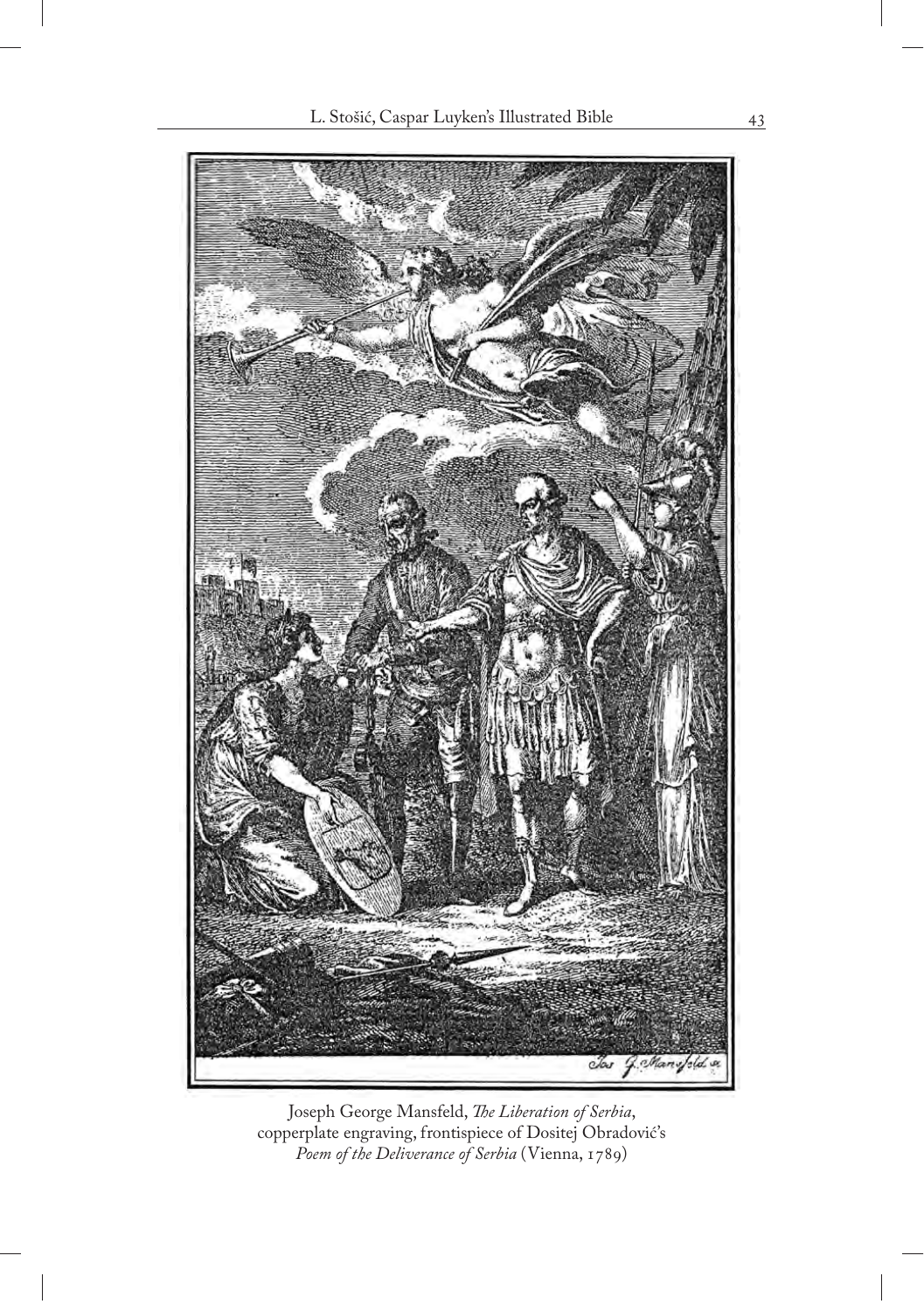Joseph George Mansfeld, *The Liberation of Serbia*, copperplate engraving, frontispiece of Dositej Obradović's *Poem of the Deliverance of Serbia* (Vienna, 1789)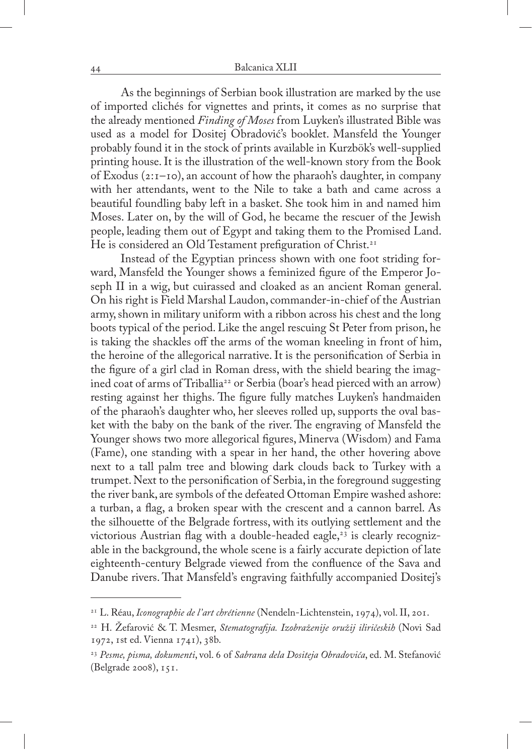As the beginnings of Serbian book illustration are marked by the use of imported clichés for vignettes and prints, it comes as no surprise that the already mentioned *Finding of Moses* from Luyken's illustrated Bible was used as a model for Dositej Obradović's booklet. Mansfeld the Younger probably found it in the stock of prints available in Kurzbök's well-supplied printing house. It is the illustration of the well-known story from the Book of Exodus (2:1–10), an account of how the pharaoh's daughter, in company with her attendants, went to the Nile to take a bath and came across a beautiful foundling baby left in a basket. She took him in and named him Moses. Later on, by the will of God, he became the rescuer of the Jewish people, leading them out of Egypt and taking them to the Promised Land. He is considered an Old Testament prefiguration of Christ.[21]

Instead of the Egyptian princess shown with one foot striding forward, Mansfeld the Younger shows a feminized figure of the Emperor Joseph II in a wig, but cuirassed and cloaked as an ancient Roman general. On his right is Field Marshal Laudon, commander-in-chief of the Austrian army, shown in military uniform with a ribbon across his chest and the long boots typical of the period. Like the angel rescuing St Peter from prison, he is taking the shackles off the arms of the woman kneeling in front of him, the heroine of the allegorical narrative. It is the personification of Serbia in the figure of a girl clad in Roman dress, with the shield bearing the imagined coat of arms of Triballia[22] or Serbia (boar's head pierced with an arrow) resting against her thighs. The figure fully matches Luyken's handmaiden of the pharaoh's daughter who, her sleeves rolled up, supports the oval basket with the baby on the bank of the river. The engraving of Mansfeld the Younger shows two more allegorical figures, Minerva (Wisdom) and Fama (Fame), one standing with a spear in her hand, the other hovering above next to a tall palm tree and blowing dark clouds back to Turkey with a trumpet. Next to the personification of Serbia, in the foreground suggesting the river bank, are symbols of the defeated Ottoman Empire washed ashore: a turban, a flag, a broken spear with the crescent and a cannon barrel. As the silhouette of the Belgrade fortress, with its outlying settlement and the victorious Austrian flag with a double-headed eagle,[23] is clearly recognizable in the background, the whole scene is a fairly accurate depiction of late eighteenth-century Belgrade viewed from the confluence of the Sava and Danube rivers. That Mansfeld's engraving faithfully accompanied Dositej's

---

[21] L. Réau, *Iconographie de l'art chrétienne* (Nendeln-Lichtenstein, 1974), vol. II, 201.

[22] H. Žefarović & T. Mesmer, *Stematografija. Izobraženije oružij iliričeskih* (Novi Sad 1972, 1st ed. Vienna 1741), 38b.

[23] *Pesme, pisma, dokumenti*, vol. 6 of *Sabrana dela Dositeja Obradovića*, ed. M. Stefanović (Belgrade 2008), 151.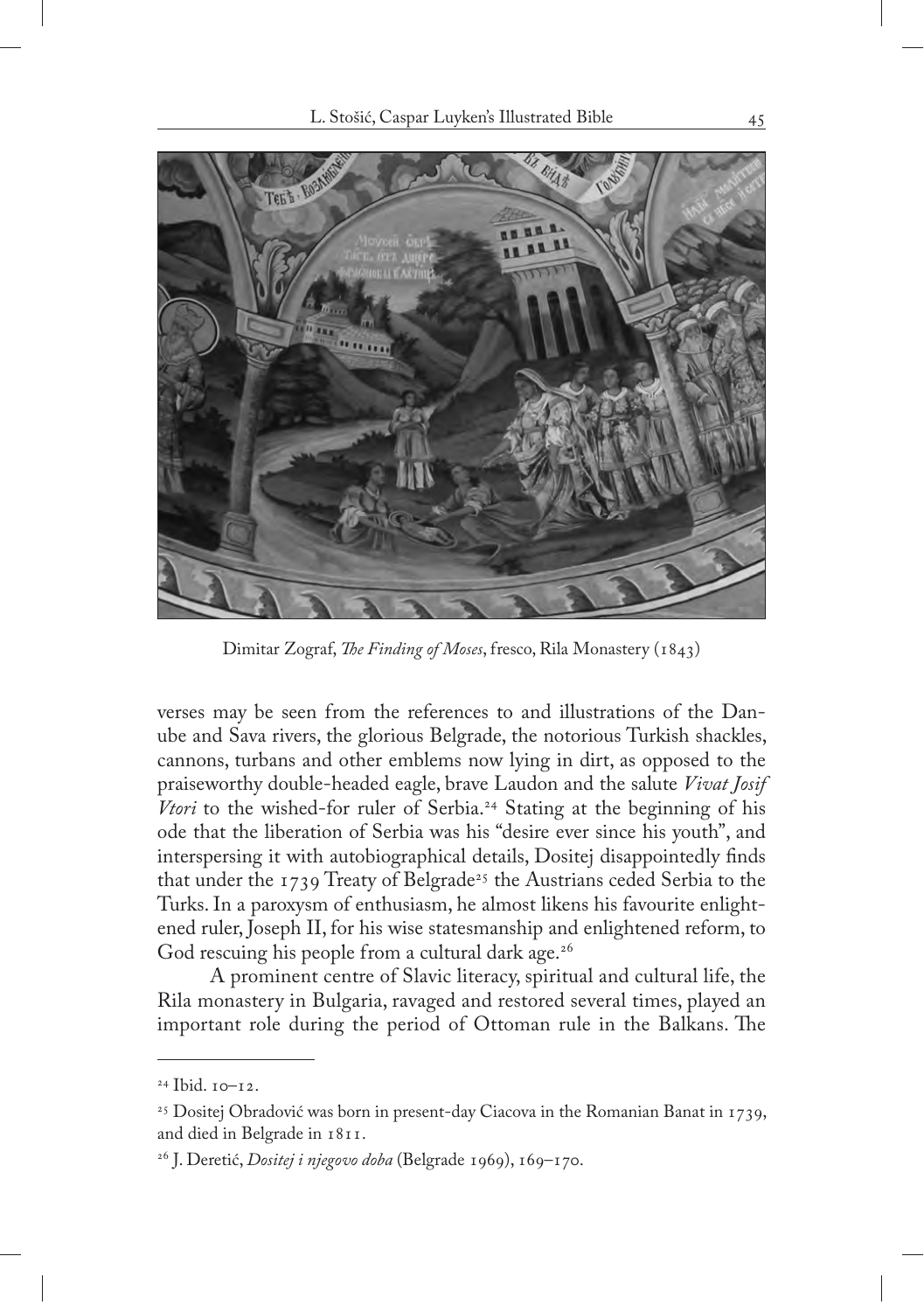Dimitar Zograf, *The Finding of Moses*, fresco, Rila Monastery (1843)

verses may be seen from the references to and illustrations of the Danube and Sava rivers, the glorious Belgrade, the notorious Turkish shackles, cannons, turbans and other emblems now lying in dirt, as opposed to the praiseworthy double-headed eagle, brave Laudon and the salute *Vivat Josif Vtori* to the wished-for ruler of Serbia.[24] Stating at the beginning of his ode that the liberation of Serbia was his "desire ever since his youth", and interspersing it with autobiographical details, Dositej disappointedly finds that under the 1739 Treaty of Belgrade[25] the Austrians ceded Serbia to the Turks. In a paroxysm of enthusiasm, he almost likens his favourite enlightened ruler, Joseph II, for his wise statesmanship and enlightened reform, to God rescuing his people from a cultural dark age.[26]

A prominent centre of Slavic literacy, spiritual and cultural life, the Rila monastery in Bulgaria, ravaged and restored several times, played an important role during the period of Ottoman rule in the Balkans. The

[24] Ibid. 10–12.

[25] Dositej Obradović was born in present-day Ciacova in the Romanian Banat in 1739, and died in Belgrade in 1811.

[26] J. Deretić, *Dositej i njegovo doba* (Belgrade 1969), 169–170.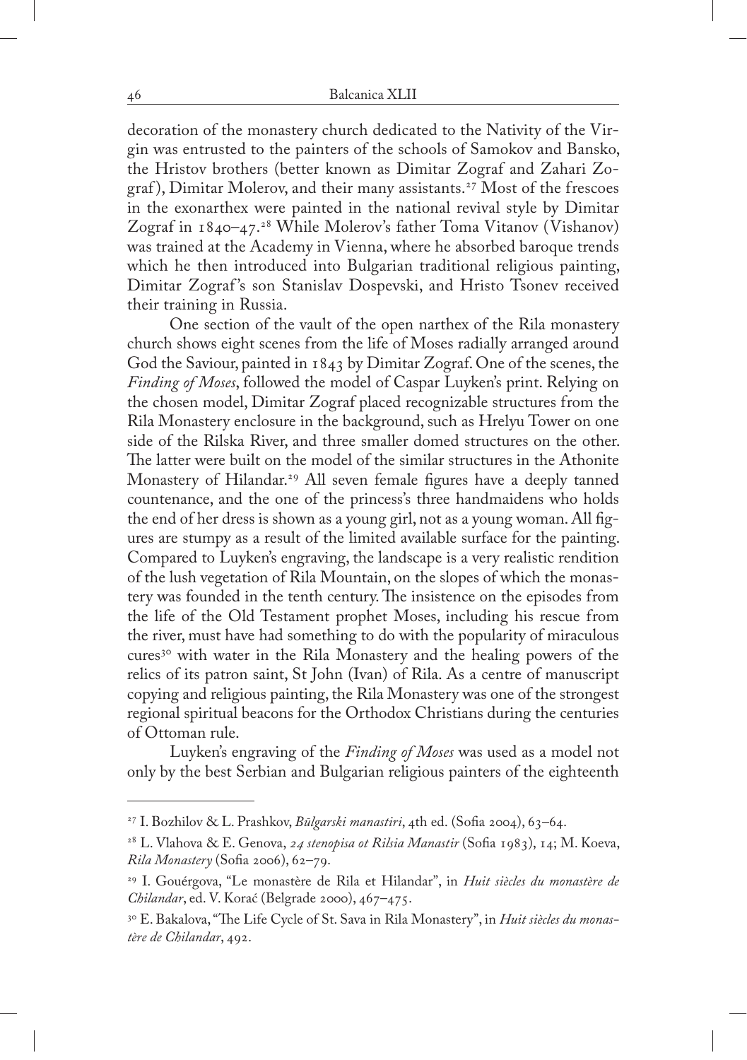decoration of the monastery church dedicated to the Nativity of the Virgin was entrusted to the painters of the schools of Samokov and Bansko, the Hristov brothers (better known as Dimitar Zograf and Zahari Zograf), Dimitar Molerov, and their many assistants.[27] Most of the frescoes in the exonarthex were painted in the national revival style by Dimitar Zograf in 1840–47.[28] While Molerov's father Toma Vitanov (Vishanov) was trained at the Academy in Vienna, where he absorbed baroque trends which he then introduced into Bulgarian traditional religious painting, Dimitar Zograf's son Stanislav Dospevski, and Hristo Tsonev received their training in Russia.

One section of the vault of the open narthex of the Rila monastery church shows eight scenes from the life of Moses radially arranged around God the Saviour, painted in 1843 by Dimitar Zograf. One of the scenes, the *Finding of Moses*, followed the model of Caspar Luyken's print. Relying on the chosen model, Dimitar Zograf placed recognizable structures from the Rila Monastery enclosure in the background, such as Hrelyu Tower on one side of the Rilska River, and three smaller domed structures on the other. The latter were built on the model of the similar structures in the Athonite Monastery of Hilandar.[29] All seven female figures have a deeply tanned countenance, and the one of the princess's three handmaidens who holds the end of her dress is shown as a young girl, not as a young woman. All figures are stumpy as a result of the limited available surface for the painting. Compared to Luyken's engraving, the landscape is a very realistic rendition of the lush vegetation of Rila Mountain, on the slopes of which the monastery was founded in the tenth century. The insistence on the episodes from the life of the Old Testament prophet Moses, including his rescue from the river, must have had something to do with the popularity of miraculous cures[30] with water in the Rila Monastery and the healing powers of the relics of its patron saint, St John (Ivan) of Rila. As a centre of manuscript copying and religious painting, the Rila Monastery was one of the strongest regional spiritual beacons for the Orthodox Christians during the centuries of Ottoman rule.

Luyken's engraving of the *Finding of Moses* was used as a model not only by the best Serbian and Bulgarian religious painters of the eighteenth

---

[27] I. Bozhilov & L. Prashkov, *Bŭlgarski manastiri*, 4th ed. (Sofia 2004), 63–64.

[28] L. Vlahova & E. Genova, *24 stenopisa ot Rilsia Manastir* (Sofia 1983), 14; M. Koeva, *Rila Monastery* (Sofia 2006), 62–79.

[29] I. Gouérgova, "Le monastère de Rila et Hilandar", in *Huit siècles du monastère de Chilandar*, ed. V. Korać (Belgrade 2000), 467–475.

[30] E. Bakalova, "The Life Cycle of St. Sava in Rila Monastery", in *Huit siècles du monastère de Chilandar*, 492.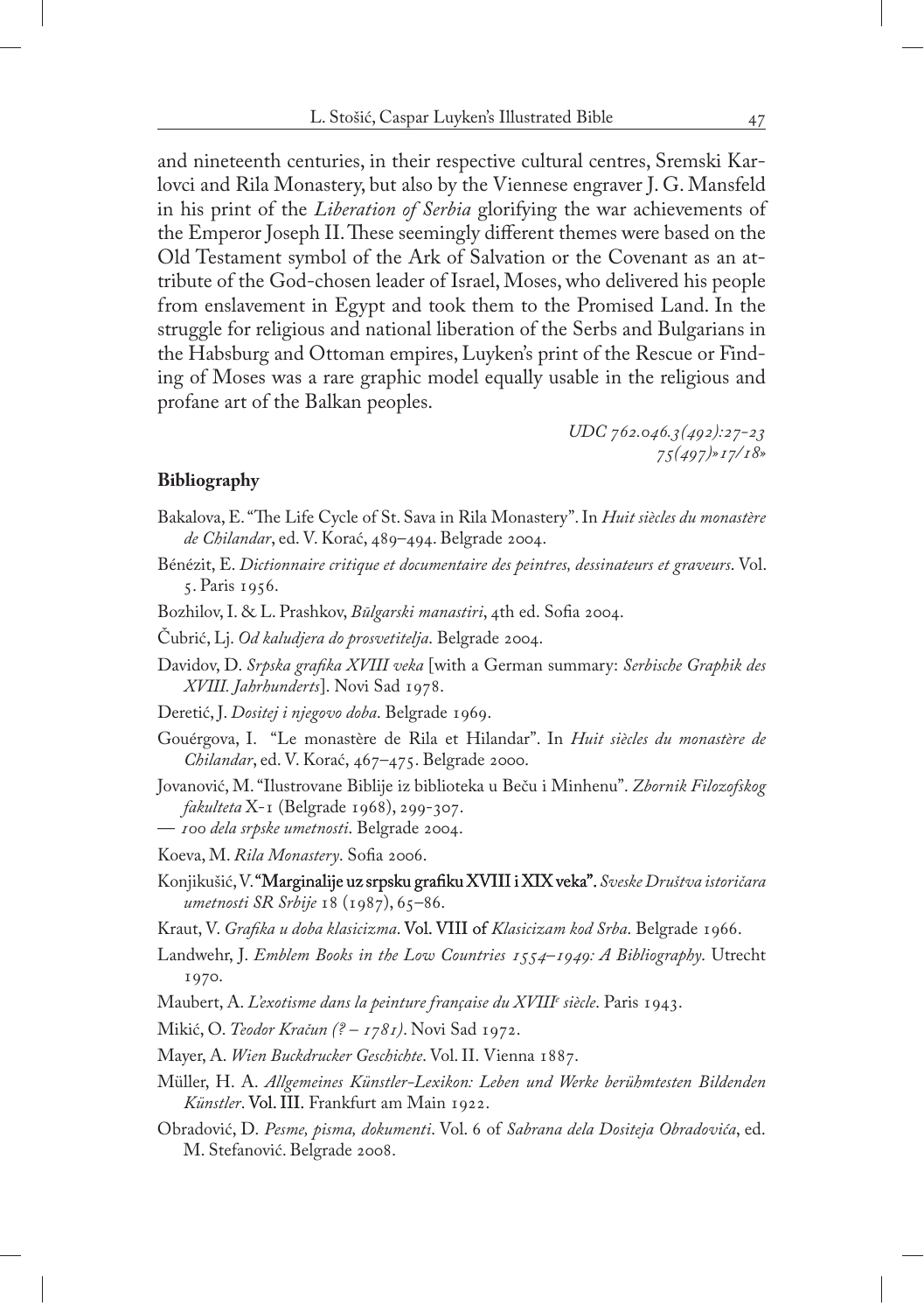and nineteenth centuries, in their respective cultural centres, Sremski Karlovci and Rila Monastery, but also by the Viennese engraver J. G. Mansfeld in his print of the *Liberation of Serbia* glorifying the war achievements of the Emperor Joseph II. These seemingly different themes were based on the Old Testament symbol of the Ark of Salvation or the Covenant as an attribute of the God-chosen leader of Israel, Moses, who delivered his people from enslavement in Egypt and took them to the Promised Land. In the struggle for religious and national liberation of the Serbs and Bulgarians in the Habsburg and Ottoman empires, Luyken's print of the Rescue or Finding of Moses was a rare graphic model equally usable in the religious and profane art of the Balkan peoples.

*UDC 762.046.3(492):27-23*
*75(497)»17/18»*

**Bibliography**

Bakalova, E. "The Life Cycle of St. Sava in Rila Monastery". In *Huit siècles du monastère de Chilandar*, ed. V. Korać, 489–494. Belgrade 2004.

Bénézit, E. *Dictionnaire critique et documentaire des peintres, dessinateurs et graveurs*. Vol. 5. Paris 1956.

Bozhilov, I. & L. Prashkov, *Bŭlgarski manastiri*, 4th ed. Sofia 2004.

Čubrić, Lj. *Od kaludjera do prosvetitelja*. Belgrade 2004.

Davidov, D. *Srpska grafika XVIII veka* [with a German summary: *Serbische Graphik des XVIII. Jahrhunderts*]. Novi Sad 1978.

Deretić, J. *Dositej i njegovo doba*. Belgrade 1969.

Gouérgova, I. "Le monastère de Rila et Hilandar". In *Huit siècles du monastère de Chilandar*, ed. V. Korać, 467–475. Belgrade 2000.

Jovanović, M. "Ilustrovane Biblije iz biblioteka u Beču i Minhenu". *Zbornik Filozofskog fakulteta* X-1 (Belgrade 1968), 299-307.

— *100 dela srpske umetnosti*. Belgrade 2004.

Koeva, M. *Rila Monastery*. Sofia 2006.

Konjikušić, V. "Marginalije uz srpsku grafiku XVIII i XIX veka". *Sveske Društva istoričara umetnosti SR Srbije* 18 (1987), 65–86.

Kraut, V. *Grafika u doba klasicizma*. Vol. VIII of *Klasicizam kod Srba*. Belgrade 1966.

Landwehr, J. *Emblem Books in the Low Countries 1554–1949: A Bibliography*. Utrecht 1970.

Maubert, A. *L'exotisme dans la peinture française du XVIII[e] siècle*. Paris 1943.

Mikić, O. *Teodor Kračun (? – 1781)*. Novi Sad 1972.

Mayer, A. *Wien Buckdrucker Geschichte*. Vol. II. Vienna 1887.

Müller, H. A. *Allgemeines Künstler-Lexikon: Leben und Werke berühmtesten Bildenden Künstler*. Vol. III. Frankfurt am Main 1922.

Obradović, D. *Pesme, pisma, dokumenti*. Vol. 6 of *Sabrana dela Dositeja Obradovića*, ed. M. Stefanović. Belgrade 2008.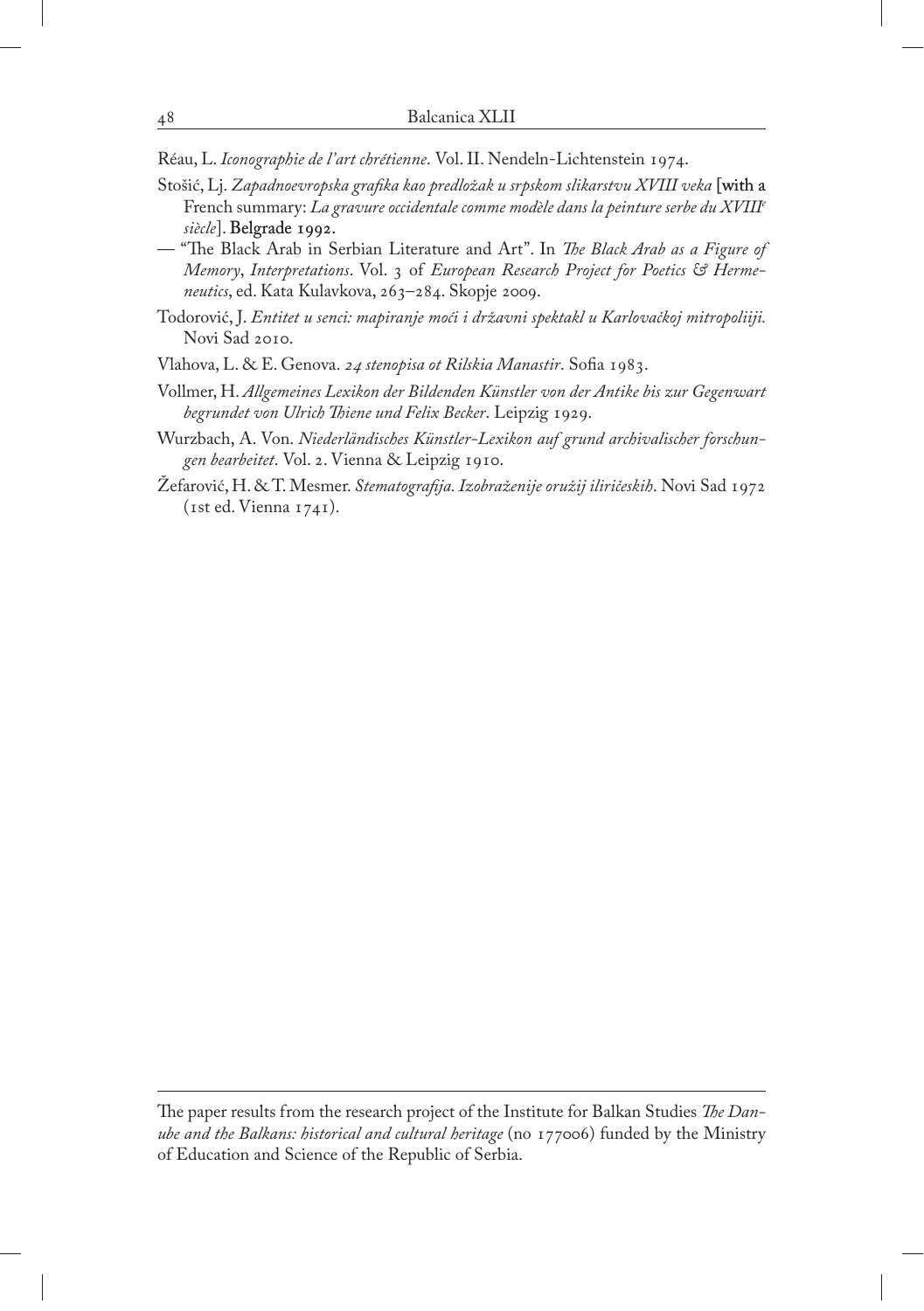Réau, L. *Iconographie de l'art chrétienne*. Vol. II. Nendeln-Lichtenstein 1974.

Stošić, Lj. *Zapadnoevropska grafika kao predložak u srpskom slikarstvu XVIII veka* [with a French summary: *La gravure occidentale comme modèle dans la peinture serbe du XVIII$^e$ siècle*]. Belgrade 1992.

— "The Black Arab in Serbian Literature and Art". In *The Black Arab as a Figure of Memory*, *Interpretations*. Vol. 3 of *European Research Project for Poetics & Hermeneutics*, ed. Kata Kulavkova, 263–284. Skopje 2009.

Todorović, J. *Entitet u senci: mapiranje moći i državni spektakl u Karlovačkoj mitropoliiji.* Novi Sad 2010.

Vlahova, L. & E. Genova. *24 stenopisa ot Rilskia Manastir*. Sofia 1983.

Vollmer, H. *Allgemeines Lexikon der Bildenden Künstler von der Antike bis zur Gegenwart begrundet von Ulrich Thiene und Felix Becker*. Leipzig 1929.

Wurzbach, A. Von. *Niederländisches Künstler-Lexikon auf grund archivalischer forschungen bearbeitet*. Vol. 2. Vienna & Leipzig 1910.

Žefarović, H. & T. Mesmer. *Stematografija. Izobraženije oružij iliričeskih*. Novi Sad 1972 (1st ed. Vienna 1741).

---

The paper results from the research project of the Institute for Balkan Studies *The Danube and the Balkans: historical and cultural heritage* (no 177006) funded by the Ministry of Education and Science of the Republic of Serbia.